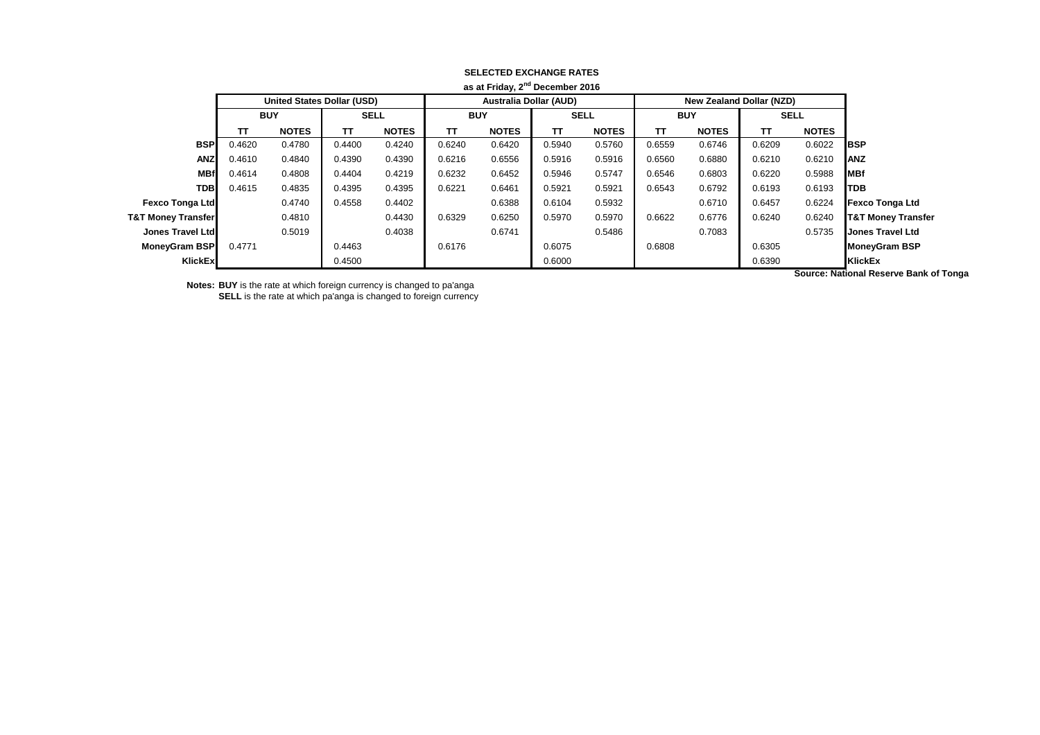**SELECTED EXCHANGE RATES**

**as at Friday, 2nd December 2016**

| | United States Dollar (USD) | | | | Australia Dollar (AUD) | | | | New Zealand Dollar (NZD) | | | | |
|---|---|---|---|---|---|---|---|---|---|---|---|---|---|
| | BUY | | SELL | | BUY | | SELL | | BUY | | SELL | | |
| | TT | NOTES | TT | NOTES | TT | NOTES | TT | NOTES | TT | NOTES | TT | NOTES | |
| **BSP** | 0.4620 | 0.4780 | 0.4400 | 0.4240 | 0.6240 | 0.6420 | 0.5940 | 0.5760 | 0.6559 | 0.6746 | 0.6209 | 0.6022 | **BSP** |
| **ANZ** | 0.4610 | 0.4840 | 0.4390 | 0.4390 | 0.6216 | 0.6556 | 0.5916 | 0.5916 | 0.6560 | 0.6880 | 0.6210 | 0.6210 | **ANZ** |
| **MBf** | 0.4614 | 0.4808 | 0.4404 | 0.4219 | 0.6232 | 0.6452 | 0.5946 | 0.5747 | 0.6546 | 0.6803 | 0.6220 | 0.5988 | **MBf** |
| **TDB** | 0.4615 | 0.4835 | 0.4395 | 0.4395 | 0.6221 | 0.6461 | 0.5921 | 0.5921 | 0.6543 | 0.6792 | 0.6193 | 0.6193 | **TDB** |
| **Fexco Tonga Ltd** | | 0.4740 | 0.4558 | 0.4402 | | 0.6388 | 0.6104 | 0.5932 | | 0.6710 | 0.6457 | 0.6224 | **Fexco Tonga Ltd** |
| **T&T Money Transfer** | | 0.4810 | | 0.4430 | 0.6329 | 0.6250 | 0.5970 | 0.5970 | 0.6622 | 0.6776 | 0.6240 | 0.6240 | **T&T Money Transfer** |
| **Jones Travel Ltd** | | 0.5019 | | 0.4038 | | 0.6741 | | 0.5486 | | 0.7083 | | 0.5735 | **Jones Travel Ltd** |
| **MoneyGram BSP** | 0.4771 | | 0.4463 | | 0.6176 | | 0.6075 | | 0.6808 | | 0.6305 | | **MoneyGram BSP** |
| **KlickEx** | | | 0.4500 | | | | 0.6000 | | | | 0.6390 | | **KlickEx** |

**Source: National Reserve Bank of Tonga**

**Notes:** **BUY** is the rate at which foreign currency is changed to pa'anga
**SELL** is the rate at which pa'anga is changed to foreign currency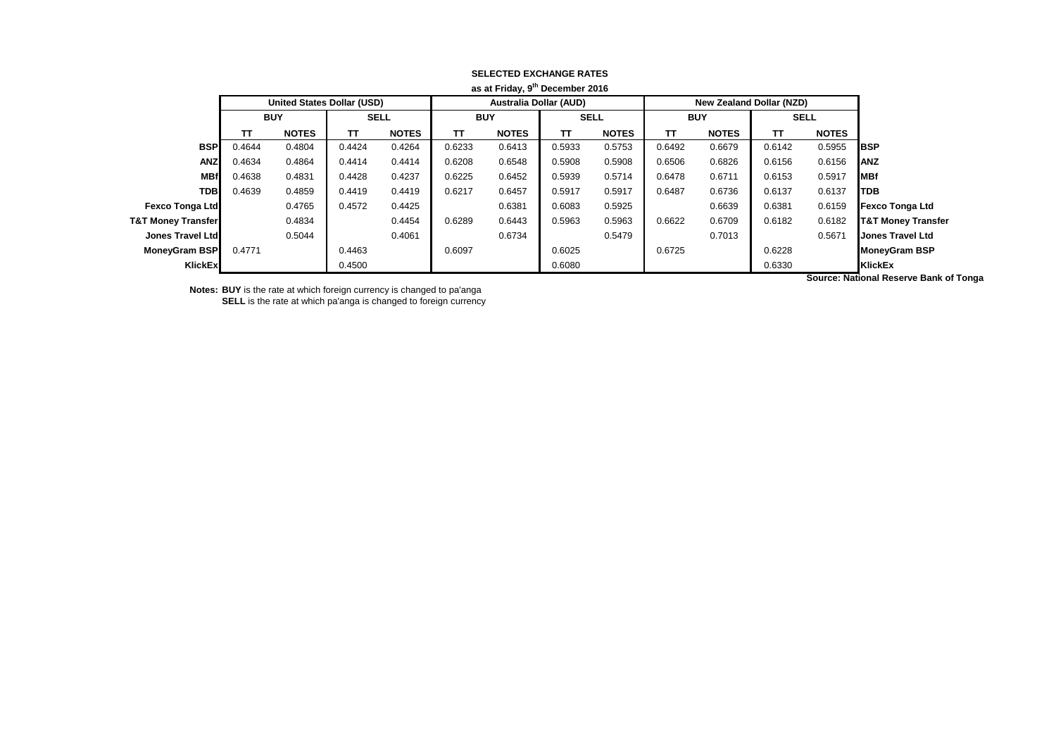**SELECTED EXCHANGE RATES**

**as at Friday, 9th December 2016**

| | United States Dollar (USD) | | | | Australia Dollar (AUD) | | | | New Zealand Dollar (NZD) | | | | |
|---|---|---|---|---|---|---|---|---|---|---|---|---|---|
| | BUY | | SELL | | BUY | | SELL | | BUY | | SELL | | |
| | TT | NOTES | TT | NOTES | TT | NOTES | TT | NOTES | TT | NOTES | TT | NOTES | |
| **BSP** | 0.4644 | 0.4804 | 0.4424 | 0.4264 | 0.6233 | 0.6413 | 0.5933 | 0.5753 | 0.6492 | 0.6679 | 0.6142 | 0.5955 | **BSP** |
| **ANZ** | 0.4634 | 0.4864 | 0.4414 | 0.4414 | 0.6208 | 0.6548 | 0.5908 | 0.5908 | 0.6506 | 0.6826 | 0.6156 | 0.6156 | **ANZ** |
| **MBf** | 0.4638 | 0.4831 | 0.4428 | 0.4237 | 0.6225 | 0.6452 | 0.5939 | 0.5714 | 0.6478 | 0.6711 | 0.6153 | 0.5917 | **MBf** |
| **TDB** | 0.4639 | 0.4859 | 0.4419 | 0.4419 | 0.6217 | 0.6457 | 0.5917 | 0.5917 | 0.6487 | 0.6736 | 0.6137 | 0.6137 | **TDB** |
| **Fexco Tonga Ltd** | | 0.4765 | 0.4572 | 0.4425 | | 0.6381 | 0.6083 | 0.5925 | | 0.6639 | 0.6381 | 0.6159 | **Fexco Tonga Ltd** |
| **T&T Money Transfer** | | 0.4834 | | 0.4454 | 0.6289 | 0.6443 | 0.5963 | 0.5963 | 0.6622 | 0.6709 | 0.6182 | 0.6182 | **T&T Money Transfer** |
| **Jones Travel Ltd** | | 0.5044 | | 0.4061 | | 0.6734 | | 0.5479 | | 0.7013 | | 0.5671 | **Jones Travel Ltd** |
| **MoneyGram BSP** | 0.4771 | | 0.4463 | | 0.6097 | | 0.6025 | | 0.6725 | | 0.6228 | | **MoneyGram BSP** |
| **KlickEx** | | | 0.4500 | | | | 0.6080 | | | | 0.6330 | | **KlickEx** |

**Source: National Reserve Bank of Tonga**

**Notes:** **BUY** is the rate at which foreign currency is changed to pa'anga
**SELL** is the rate at which pa'anga is changed to foreign currency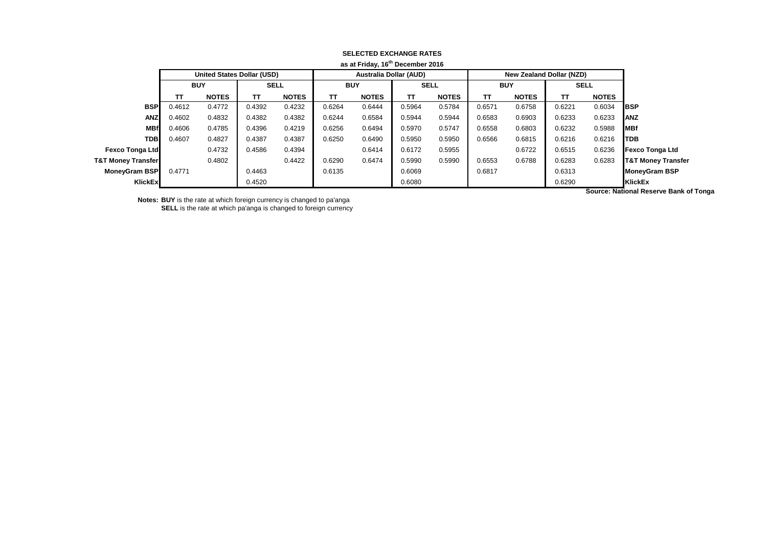**SELECTED EXCHANGE RATES**

**as at Friday, 16th December 2016**

| | United States Dollar (USD) | | | | Australia Dollar (AUD) | | | | New Zealand Dollar (NZD) | | | | |
|---|---|---|---|---|---|---|---|---|---|---|---|---|---|
| | BUY | | SELL | | BUY | | SELL | | BUY | | SELL | | |
| | TT | NOTES | TT | NOTES | TT | NOTES | TT | NOTES | TT | NOTES | TT | NOTES | |
| **BSP** | 0.4612 | 0.4772 | 0.4392 | 0.4232 | 0.6264 | 0.6444 | 0.5964 | 0.5784 | 0.6571 | 0.6758 | 0.6221 | 0.6034 | **BSP** |
| **ANZ** | 0.4602 | 0.4832 | 0.4382 | 0.4382 | 0.6244 | 0.6584 | 0.5944 | 0.5944 | 0.6583 | 0.6903 | 0.6233 | 0.6233 | **ANZ** |
| **MBf** | 0.4606 | 0.4785 | 0.4396 | 0.4219 | 0.6256 | 0.6494 | 0.5970 | 0.5747 | 0.6558 | 0.6803 | 0.6232 | 0.5988 | **MBf** |
| **TDB** | 0.4607 | 0.4827 | 0.4387 | 0.4387 | 0.6250 | 0.6490 | 0.5950 | 0.5950 | 0.6566 | 0.6815 | 0.6216 | 0.6216 | **TDB** |
| **Fexco Tonga Ltd** | | 0.4732 | 0.4586 | 0.4394 | | 0.6414 | 0.6172 | 0.5955 | | 0.6722 | 0.6515 | 0.6236 | **Fexco Tonga Ltd** |
| **T&T Money Transfer** | | 0.4802 | | 0.4422 | 0.6290 | 0.6474 | 0.5990 | 0.5990 | 0.6553 | 0.6788 | 0.6283 | 0.6283 | **T&T Money Transfer** |
| **MoneyGram BSP** | 0.4771 | | 0.4463 | | 0.6135 | | 0.6069 | | 0.6817 | | 0.6313 | | **MoneyGram BSP** |
| **KlickEx** | | | 0.4520 | | | | 0.6080 | | | | 0.6290 | | **KlickEx** |

**Source: National Reserve Bank of Tonga**

**Notes: BUY** is the rate at which foreign currency is changed to pa'anga
**SELL** is the rate at which pa'anga is changed to foreign currency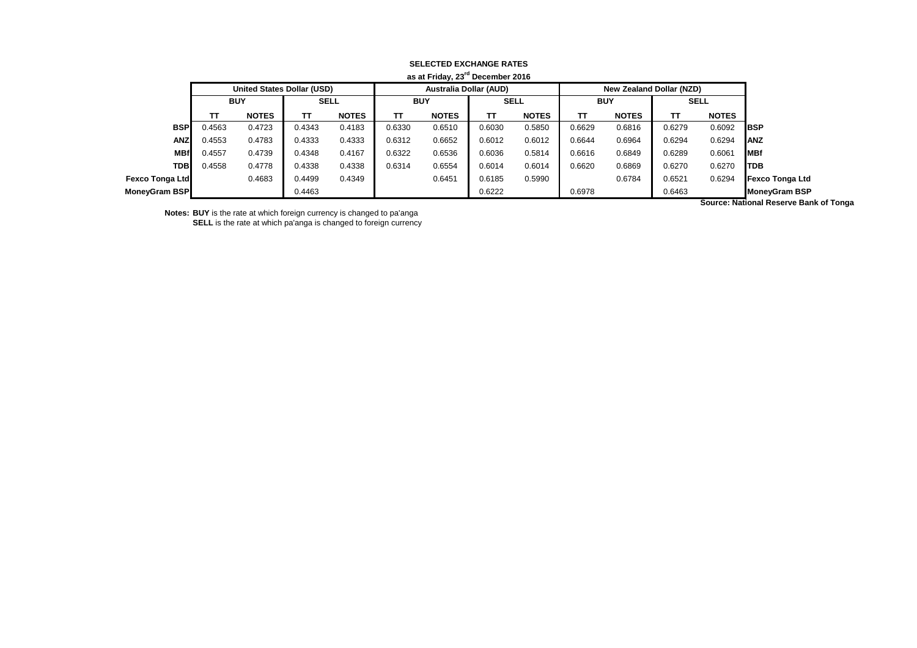**SELECTED EXCHANGE RATES**

**as at Friday, 23rd December 2016**

| | United States Dollar (USD) | | | | Australia Dollar (AUD) | | | | New Zealand Dollar (NZD) | | | | |
|---|---|---|---|---|---|---|---|---|---|---|---|---|---|
| | BUY | | SELL | | BUY | | SELL | | BUY | | SELL | | |
| | TT | NOTES | TT | NOTES | TT | NOTES | TT | NOTES | TT | NOTES | TT | NOTES | |
| **BSP** | 0.4563 | 0.4723 | 0.4343 | 0.4183 | 0.6330 | 0.6510 | 0.6030 | 0.5850 | 0.6629 | 0.6816 | 0.6279 | 0.6092 | **BSP** |
| **ANZ** | 0.4553 | 0.4783 | 0.4333 | 0.4333 | 0.6312 | 0.6652 | 0.6012 | 0.6012 | 0.6644 | 0.6964 | 0.6294 | 0.6294 | **ANZ** |
| **MBf** | 0.4557 | 0.4739 | 0.4348 | 0.4167 | 0.6322 | 0.6536 | 0.6036 | 0.5814 | 0.6616 | 0.6849 | 0.6289 | 0.6061 | **MBf** |
| **TDB** | 0.4558 | 0.4778 | 0.4338 | 0.4338 | 0.6314 | 0.6554 | 0.6014 | 0.6014 | 0.6620 | 0.6869 | 0.6270 | 0.6270 | **TDB** |
| **Fexco Tonga Ltd** | | 0.4683 | 0.4499 | 0.4349 | | 0.6451 | 0.6185 | 0.5990 | | 0.6784 | 0.6521 | 0.6294 | **Fexco Tonga Ltd** |
| **MoneyGram BSP** | | | 0.4463 | | | | 0.6222 | | 0.6978 | | 0.6463 | | **MoneyGram BSP** |

**Source: National Reserve Bank of Tonga**

**Notes:** **BUY** is the rate at which foreign currency is changed to pa'anga
**SELL** is the rate at which pa'anga is changed to foreign currency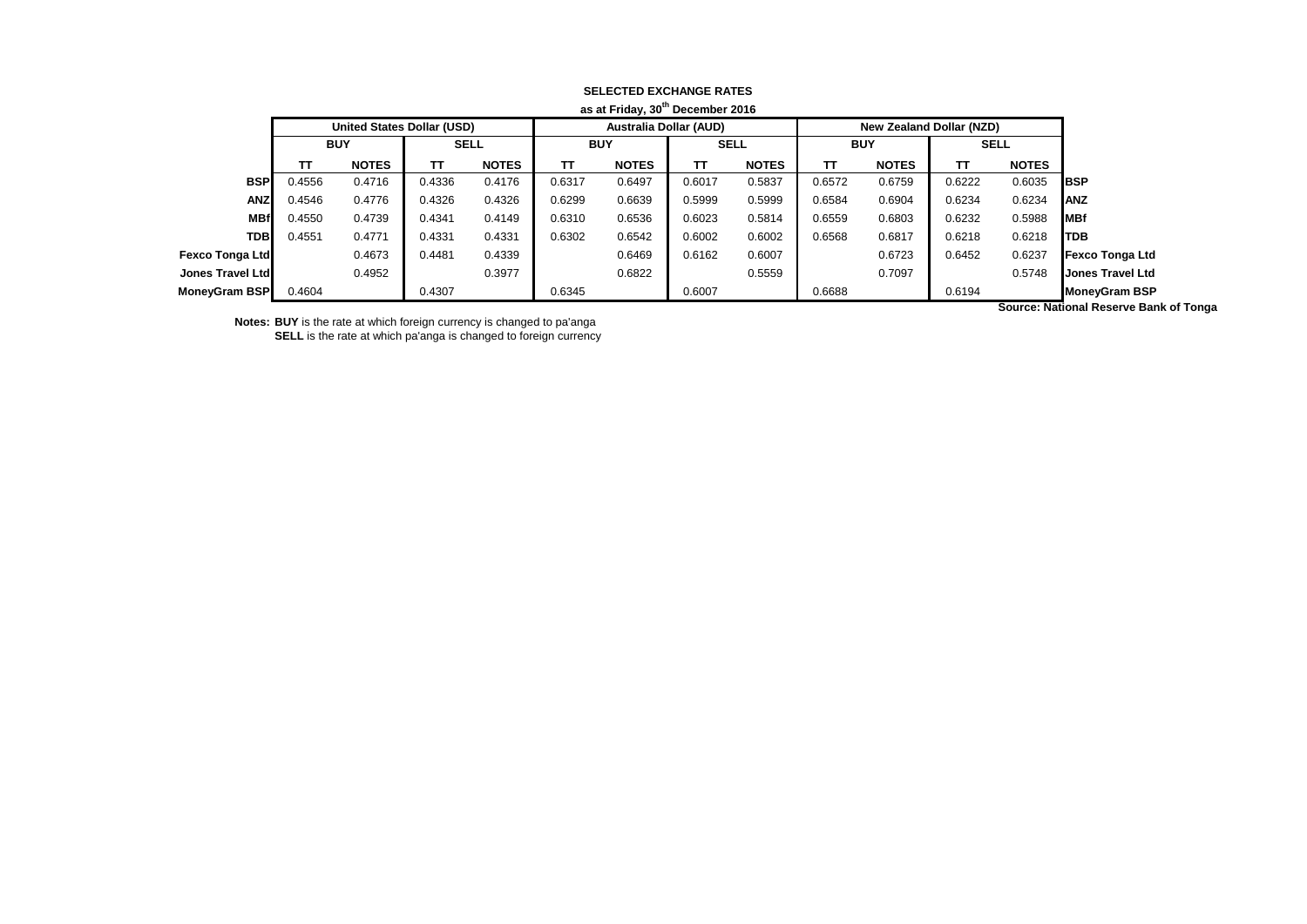**SELECTED EXCHANGE RATES**

**as at Friday, 30th December 2016**

| | United States Dollar (USD) | | | | Australia Dollar (AUD) | | | | New Zealand Dollar (NZD) | | | | |
|---|---|---|---|---|---|---|---|---|---|---|---|---|---|
| | BUY | | SELL | | BUY | | SELL | | BUY | | SELL | | |
| | TT | NOTES | TT | NOTES | TT | NOTES | TT | NOTES | TT | NOTES | TT | NOTES | |
| **BSP** | 0.4556 | 0.4716 | 0.4336 | 0.4176 | 0.6317 | 0.6497 | 0.6017 | 0.5837 | 0.6572 | 0.6759 | 0.6222 | 0.6035 | **BSP** |
| **ANZ** | 0.4546 | 0.4776 | 0.4326 | 0.4326 | 0.6299 | 0.6639 | 0.5999 | 0.5999 | 0.6584 | 0.6904 | 0.6234 | 0.6234 | **ANZ** |
| **MBf** | 0.4550 | 0.4739 | 0.4341 | 0.4149 | 0.6310 | 0.6536 | 0.6023 | 0.5814 | 0.6559 | 0.6803 | 0.6232 | 0.5988 | **MBf** |
| **TDB** | 0.4551 | 0.4771 | 0.4331 | 0.4331 | 0.6302 | 0.6542 | 0.6002 | 0.6002 | 0.6568 | 0.6817 | 0.6218 | 0.6218 | **TDB** |
| **Fexco Tonga Ltd** | | 0.4673 | 0.4481 | 0.4339 | | 0.6469 | 0.6162 | 0.6007 | | 0.6723 | 0.6452 | 0.6237 | **Fexco Tonga Ltd** |
| **Jones Travel Ltd** | | 0.4952 | | 0.3977 | | 0.6822 | | 0.5559 | | 0.7097 | | 0.5748 | **Jones Travel Ltd** |
| **MoneyGram BSP** | 0.4604 | | 0.4307 | | 0.6345 | | 0.6007 | | 0.6688 | | 0.6194 | | **MoneyGram BSP** |

**Source: National Reserve Bank of Tonga**

**Notes:** **BUY** is the rate at which foreign currency is changed to pa'anga
**SELL** is the rate at which pa'anga is changed to foreign currency